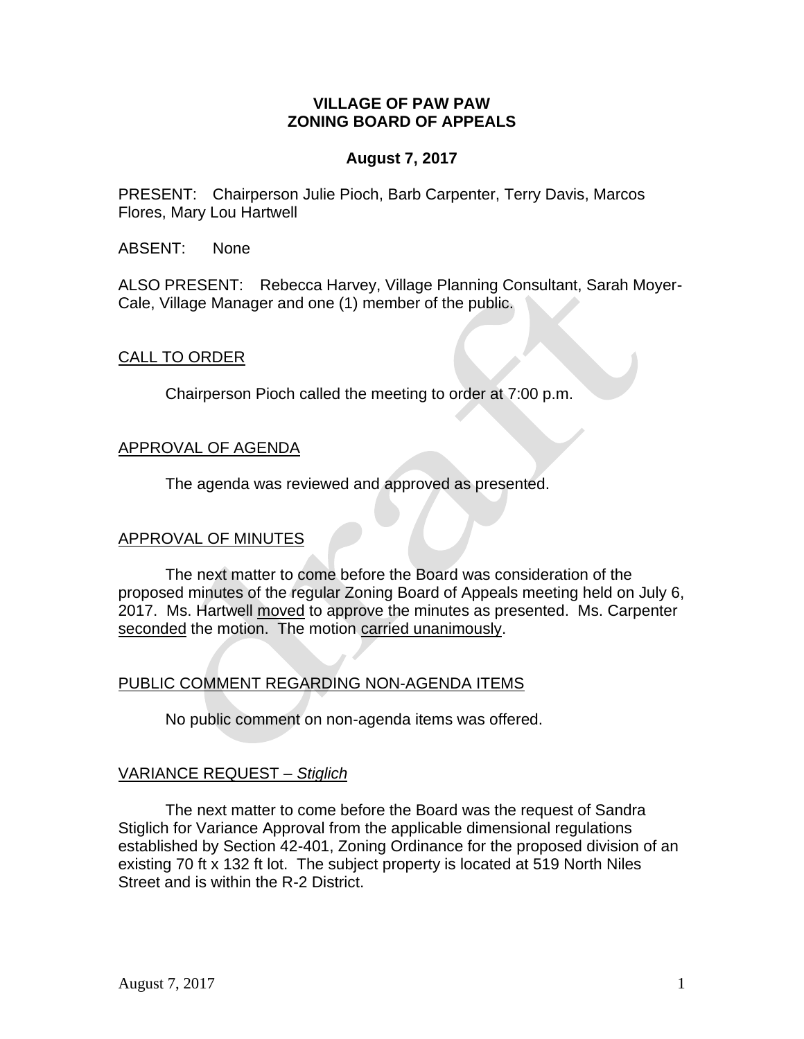# VILLAGE OF PAW PAW
# ZONING BOARD OF APPEALS

**August 7, 2017**

PRESENT: Chairperson Julie Pioch, Barb Carpenter, Terry Davis, Marcos Flores, Mary Lou Hartwell

ABSENT: None

ALSO PRESENT: Rebecca Harvey, Village Planning Consultant, Sarah Moyer-Cale, Village Manager and one (1) member of the public.

## CALL TO ORDER

Chairperson Pioch called the meeting to order at 7:00 p.m.

## APPROVAL OF AGENDA

The agenda was reviewed and approved as presented.

## APPROVAL OF MINUTES

The next matter to come before the Board was consideration of the proposed minutes of the regular Zoning Board of Appeals meeting held on July 6, 2017. Ms. Hartwell moved to approve the minutes as presented. Ms. Carpenter seconded the motion. The motion carried unanimously.

## PUBLIC COMMENT REGARDING NON-AGENDA ITEMS

No public comment on non-agenda items was offered.

## VARIANCE REQUEST – *Stiglich*

The next matter to come before the Board was the request of Sandra Stiglich for Variance Approval from the applicable dimensional regulations established by Section 42-401, Zoning Ordinance for the proposed division of an existing 70 ft x 132 ft lot. The subject property is located at 519 North Niles Street and is within the R-2 District.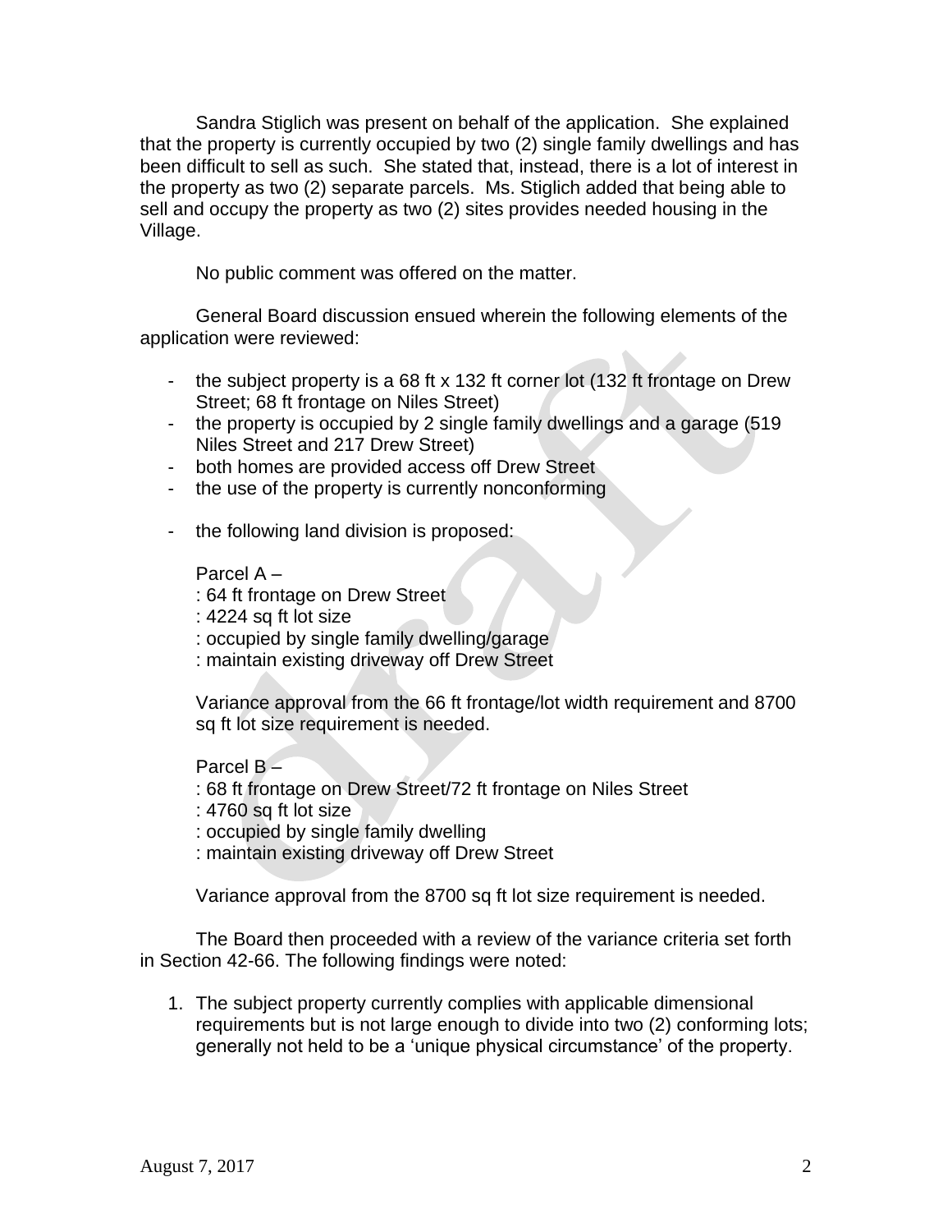Sandra Stiglich was present on behalf of the application. She explained that the property is currently occupied by two (2) single family dwellings and has been difficult to sell as such. She stated that, instead, there is a lot of interest in the property as two (2) separate parcels. Ms. Stiglich added that being able to sell and occupy the property as two (2) sites provides needed housing in the Village.

No public comment was offered on the matter.

General Board discussion ensued wherein the following elements of the application were reviewed:

- the subject property is a 68 ft x 132 ft corner lot (132 ft frontage on Drew Street; 68 ft frontage on Niles Street)
- the property is occupied by 2 single family dwellings and a garage (519 Niles Street and 217 Drew Street)
- both homes are provided access off Drew Street
- the use of the property is currently nonconforming

- the following land division is proposed:

  Parcel A –
  : 64 ft frontage on Drew Street
  : 4224 sq ft lot size
  : occupied by single family dwelling/garage
  : maintain existing driveway off Drew Street

  Variance approval from the 66 ft frontage/lot width requirement and 8700 sq ft lot size requirement is needed.

  Parcel B –
  : 68 ft frontage on Drew Street/72 ft frontage on Niles Street
  : 4760 sq ft lot size
  : occupied by single family dwelling
  : maintain existing driveway off Drew Street

  Variance approval from the 8700 sq ft lot size requirement is needed.

The Board then proceeded with a review of the variance criteria set forth in Section 42-66. The following findings were noted:

1. The subject property currently complies with applicable dimensional requirements but is not large enough to divide into two (2) conforming lots; generally not held to be a 'unique physical circumstance' of the property.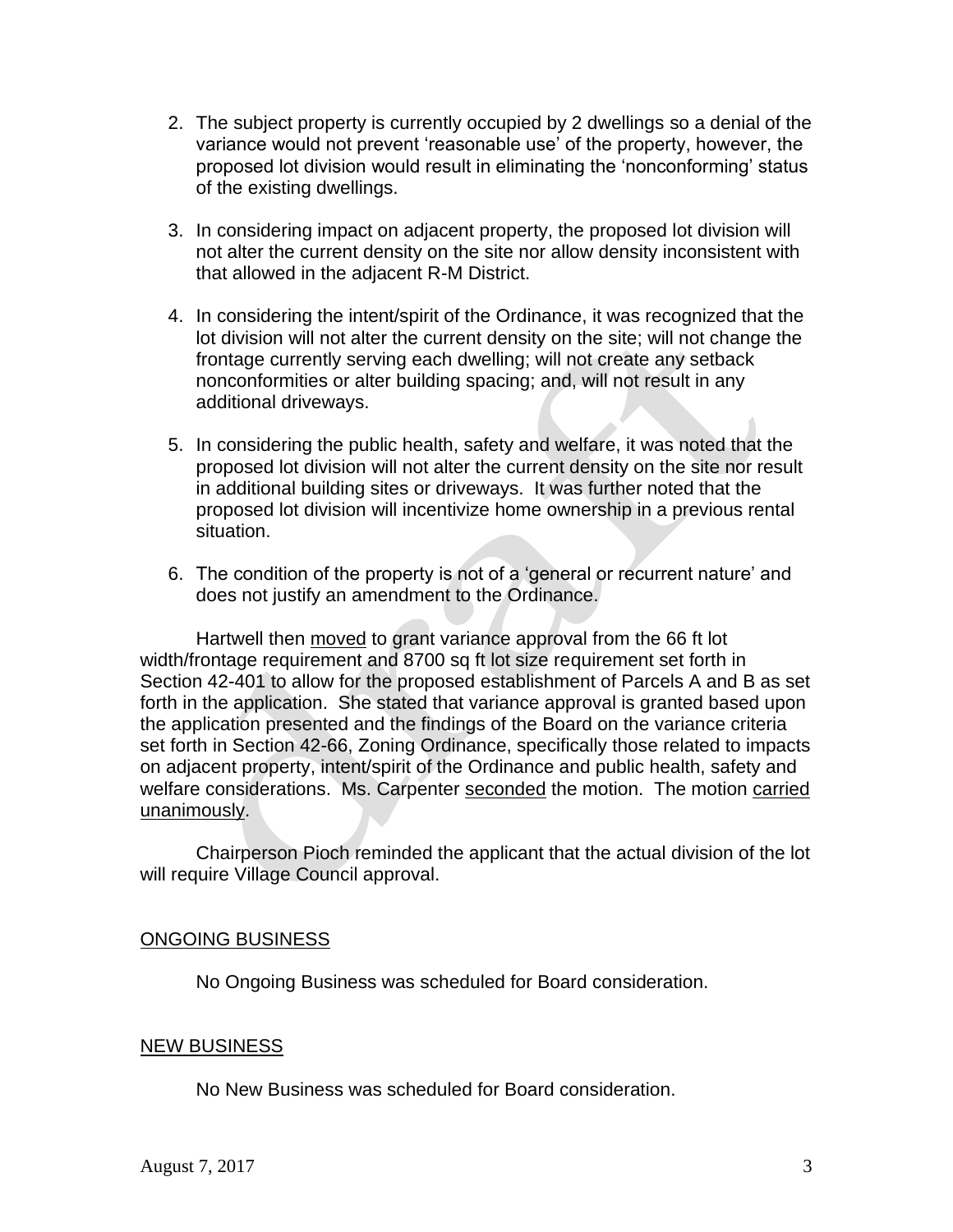2. The subject property is currently occupied by 2 dwellings so a denial of the variance would not prevent 'reasonable use' of the property, however, the proposed lot division would result in eliminating the 'nonconforming' status of the existing dwellings.

3. In considering impact on adjacent property, the proposed lot division will not alter the current density on the site nor allow density inconsistent with that allowed in the adjacent R-M District.

4. In considering the intent/spirit of the Ordinance, it was recognized that the lot division will not alter the current density on the site; will not change the frontage currently serving each dwelling; will not create any setback nonconformities or alter building spacing; and, will not result in any additional driveways.

5. In considering the public health, safety and welfare, it was noted that the proposed lot division will not alter the current density on the site nor result in additional building sites or driveways. It was further noted that the proposed lot division will incentivize home ownership in a previous rental situation.

6. The condition of the property is not of a 'general or recurrent nature' and does not justify an amendment to the Ordinance.

Hartwell then moved to grant variance approval from the 66 ft lot width/frontage requirement and 8700 sq ft lot size requirement set forth in Section 42-401 to allow for the proposed establishment of Parcels A and B as set forth in the application. She stated that variance approval is granted based upon the application presented and the findings of the Board on the variance criteria set forth in Section 42-66, Zoning Ordinance, specifically those related to impacts on adjacent property, intent/spirit of the Ordinance and public health, safety and welfare considerations. Ms. Carpenter seconded the motion. The motion carried unanimously.

Chairperson Pioch reminded the applicant that the actual division of the lot will require Village Council approval.

## ONGOING BUSINESS

No Ongoing Business was scheduled for Board consideration.

## NEW BUSINESS

No New Business was scheduled for Board consideration.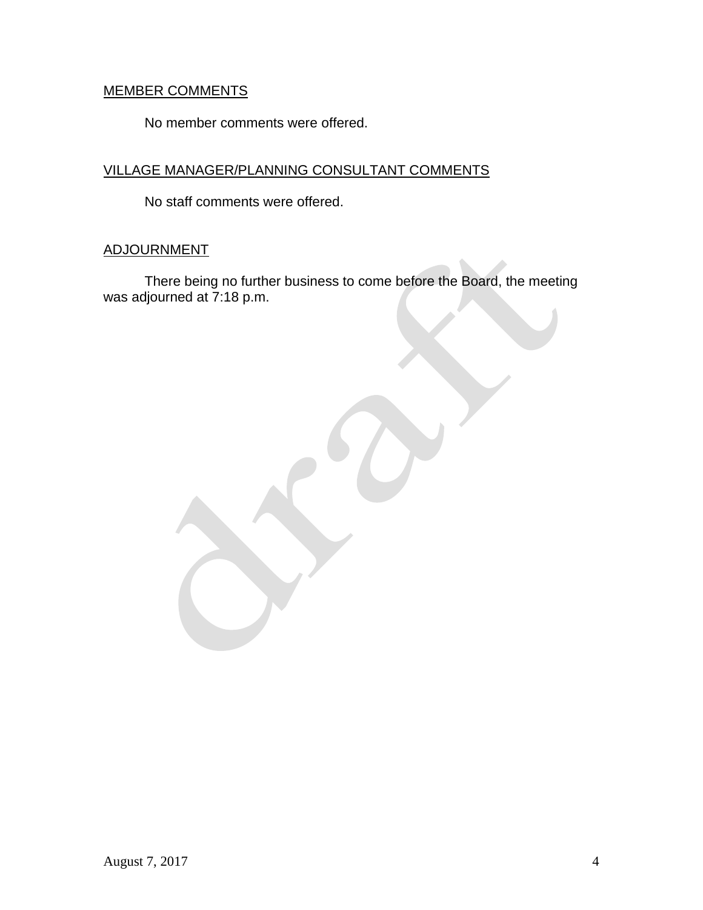MEMBER COMMENTS

No member comments were offered.

VILLAGE MANAGER/PLANNING CONSULTANT COMMENTS

No staff comments were offered.

ADJOURNMENT

There being no further business to come before the Board, the meeting was adjourned at 7:18 p.m.